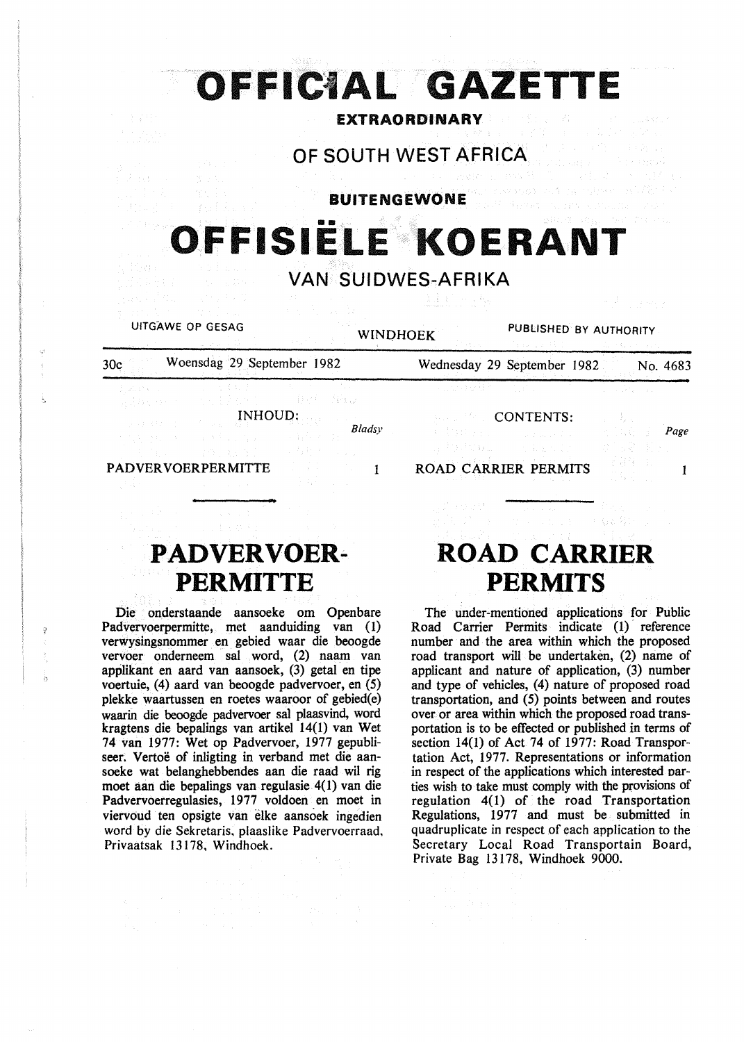# OFFICIAL GAZETTE

**EXTRAORDINARY**

## OF SOUTH WEST AFRICA

**BUITENGEWONE**

# OFFISIËLE KOERANT

## VAN SUIDWES-AFRIKA

UITGAWE OP GESAG — WINDHOEK — PUBLISHED BY AUTHORITY

30c — Woensdag 29 September 1982 — Wednesday 29 September 1982 — No. 4683

| INHOUD: | Bladsy |
|---|---|
| PADVERVOERPERMITTE | 1 |

| CONTENTS: | Page |
|---|---|
| ROAD CARRIER PERMITS | 1 |

# PADVERVOER-PERMITTE

Die onderstaande aansoeke om Openbare Padvervoerpermitte, met aanduiding van (1) verwysingsnommer en gebied waar die beoogde vervoer onderneem sal word, (2) naam van applikant en aard van aansoek, (3) getal en tipe voertuie, (4) aard van beoogde padvervoer, en (5) plekke waartussen en roetes waaroor of gebied(e) waarin die beoogde padvervoer sal plaasvind, word kragtens die bepalings van artikel 14(1) van Wet 74 van 1977: Wet op Padvervoer, 1977 gepubliseer. Vertoë of inligting in verband met die aansoeke wat belanghebbendes aan die raad wil rig moet aan die bepalings van regulasie 4(1) van die Padvervoerregulasies, 1977 voldoen en moet in viervoud ten opsigte van elke aansoek ingedien word by die Sekretaris, plaaslike Padvervoerraad, Privaatsak 13178, Windhoek.

# ROAD CARRIER PERMITS

The under-mentioned applications for Public Road Carrier Permits indicate (1) reference number and the area within which the proposed road transport will be undertaken, (2) name of applicant and nature of application, (3) number and type of vehicles, (4) nature of proposed road transportation, and (5) points between and routes over or area within which the proposed road transportation is to be effected or published in terms of section 14(1) of Act 74 of 1977: Road Transportation Act, 1977. Representations or information in respect of the applications which interested parties wish to take must comply with the provisions of regulation 4(1) of the road Transportation Regulations, 1977 and must be submitted in quadruplicate in respect of each application to the Secretary Local Road Transportain Board, Private Bag 13178, Windhoek 9000.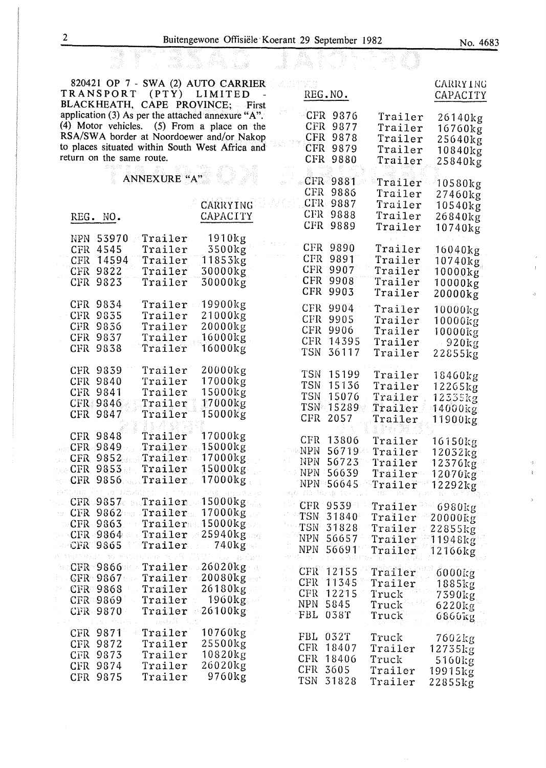820421 OP 7 - SWA (2) AUTO CARRIER TRANSPORT (PTY) LIMITED - BLACKHEATH, CAPE PROVINCE; First application (3) As per the attached annexure "A". (4) Motor vehicles. (5) From a place on the RSA/SWA border at Noordoewer and/or Nakop to places situated within South West Africa and return on the same route.

ANNEXURE "A"

| REG. NO. | | CARRYING CAPACITY |
|---|---|---|
| NPN 53970 | Trailer | 1910kg |
| CFR 4545 | Trailer | 3500kg |
| CFR 14594 | Trailer | 11853kg |
| CFR 9822 | Trailer | 30000kg |
| CFR 9823 | Trailer | 30000kg |
| CFR 9834 | Trailer | 19900kg |
| CFR 9835 | Trailer | 21000kg |
| CFR 9836 | Trailer | 20000kg |
| CFR 9837 | Trailer | 16000kg |
| CFR 9838 | Trailer | 16000kg |
| CFR 9839 | Trailer | 20000kg |
| CFR 9840 | Trailer | 17000kg |
| CFR 9841 | Trailer | 15000kg |
| CFR 9846 | Trailer | 17000kg |
| CFR 9847 | Trailer | 15000kg |
| CFR 9848 | Trailer | 17000kg |
| CFR 9849 | Trailer | 15000kg |
| CFR 9852 | Trailer | 17000kg |
| CFR 9853 | Trailer | 15000kg |
| CFR 9856 | Trailer | 17000kg |
| CFR 9857 | Trailer | 15000kg |
| CFR 9862 | Trailer | 17000kg |
| CFR 9863 | Trailer | 15000kg |
| CFR 9864 | Trailer | 25940kg |
| CFR 9865 | Trailer | 740kg |
| CFR 9866 | Trailer | 26020kg |
| CFR 9867 | Trailer | 20080kg |
| CFR 9868 | Trailer | 26180kg |
| CFR 9869 | Trailer | 1960kg |
| CFR 9870 | Trailer | 26100kg |
| CFR 9871 | Trailer | 10760kg |
| CFR 9872 | Trailer | 25500kg |
| CFR 9873 | Trailer | 10820kg |
| CFR 9874 | Trailer | 26020kg |
| CFR 9875 | Trailer | 9760kg |
| CFR 9876 | Trailer | 26140kg |
| CFR 9877 | Trailer | 16760kg |
| CFR 9878 | Trailer | 25640kg |
| CFR 9879 | Trailer | 10840kg |
| CFR 9880 | Trailer | 25840kg |
| CFR 9881 | Trailer | 10580kg |
| CFR 9886 | Trailer | 27460kg |
| CFR 9887 | Trailer | 10540kg |
| CFR 9888 | Trailer | 26840kg |
| CFR 9889 | Trailer | 10740kg |
| CFR 9890 | Trailer | 16040kg |
| CFR 9891 | Trailer | 10740kg |
| CFR 9907 | Trailer | 10000kg |
| CFR 9908 | Trailer | 10000kg |
| CFR 9903 | Trailer | 20000kg |
| CFR 9904 | Trailer | 10000kg |
| CFR 9905 | Trailer | 10000kg |
| CFR 9906 | Trailer | 10000kg |
| CFR 14395 | Trailer | 920kg |
| TSN 36117 | Trailer | 22855kg |
| TSN 15199 | Trailer | 18460kg |
| TSN 15136 | Trailer | 12265kg |
| TSN 15076 | Trailer | 12335kg |
| TSN 15289 | Trailer | 14000kg |
| CFR 2057 | Trailer | 11900kg |
| CFR 13806 | Trailer | 16150kg |
| NPN 56719 | Trailer | 12032kg |
| NPN 56723 | Trailer | 12376kg |
| NPN 56639 | Trailer | 12070kg |
| NPN 56645 | Trailer | 12292kg |
| CFR 9539 | Trailer | 6980kg |
| TSN 31840 | Trailer | 20000kg |
| TSN 31828 | Trailer | 22855kg |
| NPN 56657 | Trailer | 11948kg |
| NPN 56691 | Trailer | 12166kg |
| CFR 12155 | Trailer | 6000kg |
| CFR 11345 | Trailer | 1885kg |
| CFR 12215 | Truck | 7390kg |
| NPN 5845 | Truck | 6220kg |
| FBL 038T | Truck | 6860kg |
| FBL 032T | Truck | 7602kg |
| CFR 18407 | Trailer | 12735kg |
| CFR 18406 | Truck | 5160kg |
| CFR 3605 | Trailer | 19915kg |
| TSN 31828 | Trailer | 22855kg |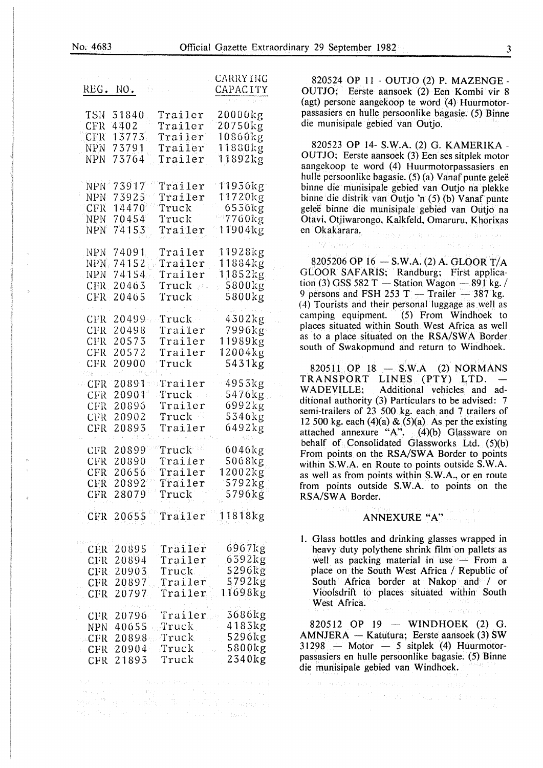| REG. NO. | | CARRYING CAPACITY |
|---|---|---|
| TSN 31840 | Trailer | 20000kg |
| CFR 4402 | Trailer | 20750kg |
| CFR 13773 | Trailer | 10860kg |
| NPN 73791 | Trailer | 11880kg |
| NPN 73764 | Trailer | 11892kg |
| NPN 73917 | Trailer | 11936kg |
| NPN 73925 | Trailer | 11720kg |
| CFR 14470 | Truck | 6536kg |
| NPN 70454 | Truck | 7760kg |
| NPN 74153 | Trailer | 11904kg |
| NPN 74091 | Trailer | 11928kg |
| NPN 74152 | Trailer | 11884kg |
| NPN 74154 | Trailer | 11852kg |
| CFR 20463 | Truck | 5800kg |
| CFR 20465 | Truck | 5800kg |
| CFR 20499 | Truck | 4302kg |
| CFR 20498 | Trailer | 7996kg |
| CFR 20573 | Trailer | 11989kg |
| CFR 20572 | Trailer | 12004kg |
| CFR 20900 | Truck | 5431kg |
| CFR 20891 | Trailer | 4953kg |
| CFR 20901 | Truck | 5476kg |
| CFR 20896 | Trailer | 6992kg |
| CFR 20902 | Truck | 5346kg |
| CFR 20893 | Trailer | 6492kg |
| CFR 20899 | Truck | 6046kg |
| CFR 20890 | Trailer | 5068kg |
| CFR 20656 | Trailer | 12002kg |
| CFR 20892 | Trailer | 5792kg |
| CFR 28079 | Truck | 5796kg |
| CFR 20655 | Trailer | 11818kg |
| CFR 20895 | Trailer | 6967kg |
| CFR 20894 | Trailer | 6392kg |
| CFR 20903 | Truck | 5296kg |
| CFR 20897 | Trailer | 5792kg |
| CFR 20797 | Trailer | 11698kg |
| CFR 20796 | Trailer | 3686kg |
| NPN 40655 | Truck | 4183kg |
| CFR 20898 | Truck | 5296kg |
| CFR 20904 | Truck | 5800kg |
| CFR 21893 | Truck | 2340kg |

820524 OP 11 - OUTJO (2) P. MAZENGE - OUTJO; Eerste aansoek (2) Een Kombi vir 8 (agt) persone aangekoop te word (4) Huurmotorpassasiers en hulle persoonlike bagasie. (5) Binne die munisipale gebied van Outjo.

820523 OP 14- S.W.A. (2) G. KAMERIKA - OUTJO: Eerste aansoek (3) Een ses sitplek motor aangekoop te word (4) Huurmotorpassasiers en hulle persoonlike bagasie. (5) (a) Vanaf punte geleë binne die munisipale gebied van Outjo na plekke binne die distrik van Outjo 'n (5) (b) Vanaf punte geleë binne die munisipale gebied van Outjo na Otavi, Otjiwarongo, Kalkfeld, Omaruru, Khorixas en Okakarara.

8205206 OP 16 — S.W.A. (2) A. GLOOR T/A GLOOR SAFARIS; Randburg; First application (3) GSS 582 T — Station Wagon — 891 kg. / 9 persons and FSH 253 T — Trailer — 387 kg. (4) Tourists and their personal luggage as well as camping equipment. (5) From Windhoek to places situated within South West Africa as well as to a place situated on the RSA/SWA Border south of Swakopmund and return to Windhoek.

820511 OP 18 — S.W.A (2) NORMANS TRANSPORT LINES (PTY) LTD. — WADEVILLE; Additional vehicles and additional authority (3) Particulars to be advised: 7 semi-trailers of 23 500 kg. each and 7 trailers of 12 500 kg. each (4)(a) & (5)(a) As per the existing attached annexure "A". (4)(b) Glassware on behalf of Consolidated Glassworks Ltd. (5)(b) From points on the RSA/SWA Border to points within S.W.A. en Route to points outside S.W.A. as well as from points within S.W.A., or en route from points outside S.W.A. to points on the RSA/SWA Border.

ANNEXURE "A"

1. Glass bottles and drinking glasses wrapped in heavy duty polythene shrink film on pallets as well as packing material in use — From a place on the South West Africa / Republic of South Africa border at Nakop and / or Vioolsdrift to places situated within South West Africa.

820512 OP 19 — WINDHOEK (2) G. AMNJERA — Katutura; Eerste aansoek (3) SW 31298 — Motor — 5 sitplek (4) Huurmotorpassasiers en hulle persoonlike bagasie. (5) Binne die munisipale gebied van Windhoek.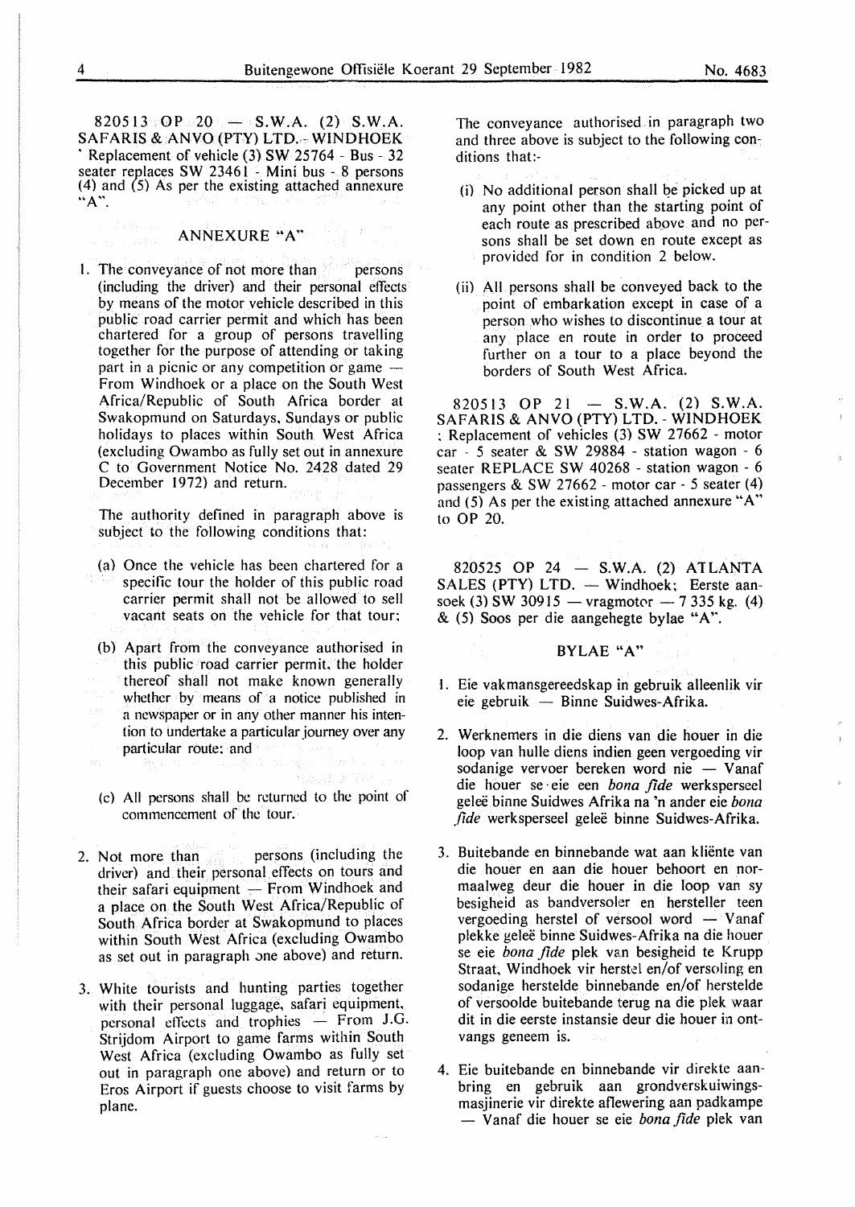820513 OP 20 — S.W.A. (2) S.W.A. SAFARIS & ANVO (PTY) LTD. - WINDHOEK ' Replacement of vehicle (3) SW 25764 - Bus - 32 seater replaces SW 23461 - Mini bus - 8 persons (4) and (5) As per the existing attached annexure "A".

### ANNEXURE "A"

1. The conveyance of not more than persons (including the driver) and their personal effects by means of the motor vehicle described in this public road carrier permit and which has been chartered for a group of persons travelling together for the purpose of attending or taking part in a picnic or any competition or game — From Windhoek or a place on the South West Africa/Republic of South Africa border at Swakopmund on Saturdays, Sundays or public holidays to places within South West Africa (excluding Owambo as fully set out in annexure C to Government Notice No. 2428 dated 29 December 1972) and return.

   The authority defined in paragraph above is subject to the following conditions that:

   (a) Once the vehicle has been chartered for a specific tour the holder of this public road carrier permit shall not be allowed to sell vacant seats on the vehicle for that tour;

   (b) Apart from the conveyance authorised in this public road carrier permit, the holder thereof shall not make known generally whether by means of a notice published in a newspaper or in any other manner his intention to undertake a particular journey over any particular route; and

   (c) All persons shall be returned to the point of commencement of the tour.

2. Not more than persons (including the driver) and their personal effects on tours and their safari equipment — From Windhoek and a place on the South West Africa/Republic of South Africa border at Swakopmund to places within South West Africa (excluding Owambo as set out in paragraph one above) and return.

3. White tourists and hunting parties together with their personal luggage, safari equipment, personal effects and trophies — From J.G. Strijdom Airport to game farms within South West Africa (excluding Owambo as fully set out in paragraph one above) and return or to Eros Airport if guests choose to visit farms by plane.

The conveyance authorised in paragraph two and three above is subject to the following conditions that:-

(i) No additional person shall be picked up at any point other than the starting point of each route as prescribed above and no persons shall be set down en route except as provided for in condition 2 below.

(ii) All persons shall be conveyed back to the point of embarkation except in case of a person who wishes to discontinue a tour at any place en route in order to proceed further on a tour to a place beyond the borders of South West Africa.

820513 OP 21 — S.W.A. (2) S.W.A. SAFARIS & ANVO (PTY) LTD. - WINDHOEK ; Replacement of vehicles (3) SW 27662 - motor car - 5 seater & SW 29884 - station wagon - 6 seater REPLACE SW 40268 - station wagon - 6 passengers & SW 27662 - motor car - 5 seater (4) and (5) As per the existing attached annexure "A" to OP 20.

820525 OP 24 — S.W.A. (2) ATLANTA SALES (PTY) LTD. — Windhoek; Eerste aansoek (3) SW 30915 — vragmotor — 7 335 kg. (4) & (5) Soos per die aangehegte bylae "A".

### BYLAE "A"

1. Eie vakmansgereedskap in gebruik alleenlik vir eie gebruik — Binne Suidwes-Afrika.

2. Werknemers in die diens van die houer in die loop van hulle diens indien geen vergoeding vir sodanige vervoer bereken word nie — Vanaf die houer se eie een *bona fide* werksperseel geleë binne Suidwes Afrika na 'n ander eie *bona fide* werksperseel geleë binne Suidwes-Afrika.

3. Buitebande en binnebande wat aan kliënte van die houer en aan die houer behoort en normaalweg deur die houer in die loop van sy besigheid as bandversoler en hersteller teen vergoeding herstel of versool word — Vanaf plekke geleë binne Suidwes-Afrika na die houer se eie *bona fide* plek van besigheid te Krupp Straat, Windhoek vir herstel en/of versoling en sodanige herstelde binnebande en/of herstelde of versoolde buitebande terug na die plek waar dit in die eerste instansie deur die houer in ontvangs geneem is.

4. Eie buitebande en binnebande vir direkte aanbring en gebruik aan grondverskuiwingsmasjinerie vir direkte aflewering aan padkampe — Vanaf die houer se eie *bona fide* plek van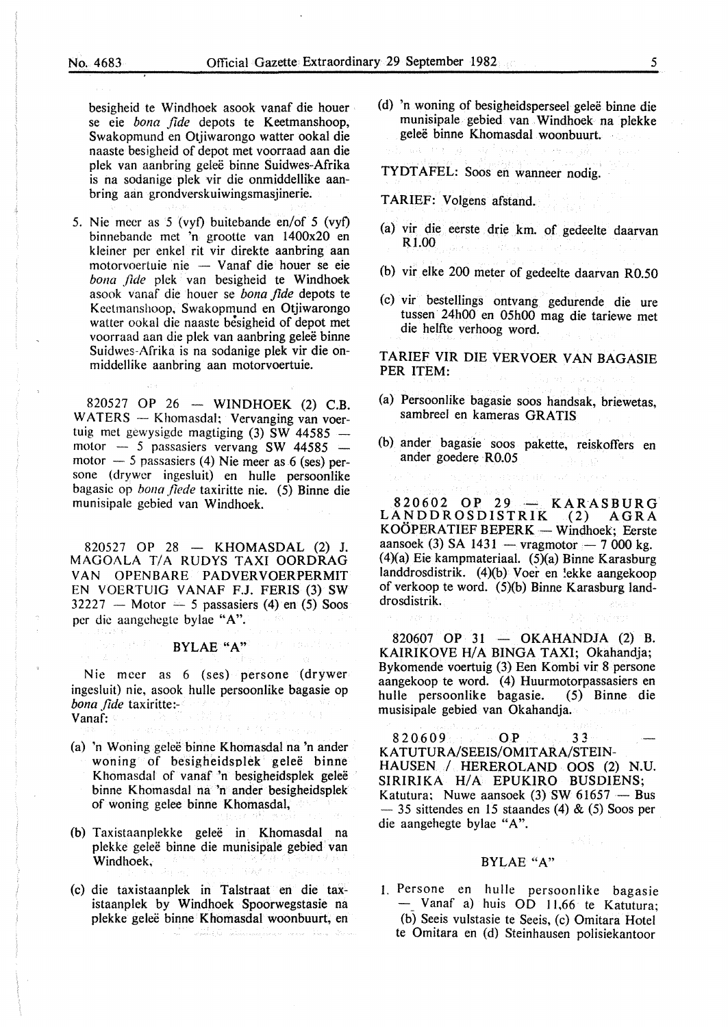besigheid te Windhoek asook vanaf die houer se eie *bona fide* depots te Keetmanshoop, Swakopmund en Otjiwarongo watter ookal die naaste besigheid of depot met voorraad aan die plek van aanbring geleë binne Suidwes-Afrika is na sodanige plek vir die onmiddellike aanbring aan grondverskuiwingsmasjinerie.

5. Nie meer as 5 (vyf) buitebande en/of 5 (vyf) binnebande met 'n grootte van 1400x20 en kleiner per enkel rit vir direkte aanbring aan motorvoertuie nie — Vanaf die houer se eie *bona fide* plek van besigheid te Windhoek asook vanaf die houer se *bona fide* depots te Keetmanshoop, Swakopmund en Otjiwarongo watter ookal die naaste besigheid of depot met voorraad aan die plek van aanbring geleë binne Suidwes-Afrika is na sodanige plek vir die onmiddellike aanbring aan motorvoertuie.

820527 OP 26 — WINDHOEK (2) C.B. WATERS — Khomasdal; Vervanging van voertuig met gewysigde magtiging (3) SW 44585 — motor — 5 passasiers vervang SW 44585 — motor — 5 passasiers (4) Nie meer as 6 (ses) persone (drywer ingesluit) en hulle persoonlike bagasie op *bona fiede* taxiritte nie. (5) Binne die munisipale gebied van Windhoek.

820527 OP 28 — KHOMASDAL (2) J. MAGOALA T/A RUDYS TAXI OORDRAG VAN OPENBARE PADVERVOERPERMIT EN VOERTUIG VANAF F.J. FERIS (3) SW 32227 — Motor — 5 passasiers (4) en (5) Soos per die aangehegte bylae "A".

BYLAE "A"

Nie meer as 6 (ses) persone (drywer ingesluit) nie, asook hulle persoonlike bagasie op *bona fide* taxiritte:-
Vanaf:

(a) 'n Woning geleë binne Khomasdal na 'n ander woning of besigheidsplek geleë binne Khomasdal of vanaf 'n besigheidsplek geleë binne Khomasdal na 'n ander besigheidsplek of woning gelee binne Khomasdal,

(b) Taxistaanplekke geleë in Khomasdal na plekke geleë binne die munisipale gebied van Windhoek,

(c) die taxistaanplek in Talstraat en die taxistaanplek by Windhoek Spoorwegstasie na plekke geleë binne Khomasdal woonbuurt, en

(d) 'n woning of besigheidsperseel geleë binne die munisipale gebied van Windhoek na plekke geleë binne Khomasdal woonbuurt.

TYDTAFEL: Soos en wanneer nodig.

TARIEF: Volgens afstand.

(a) vir die eerste drie km. of gedeelte daarvan R1.00

(b) vir elke 200 meter of gedeelte daarvan R0.50

(c) vir bestellings ontvang gedurende die ure tussen 24h00 en 05h00 mag die tariewe met die helfte verhoog word.

TARIEF VIR DIE VERVOER VAN BAGASIE PER ITEM:

(a) Persoonlike bagasie soos handsak, briewetas, sambreel en kameras GRATIS

(b) ander bagasie soos pakette, reiskoffers en ander goedere R0.05

820602 OP 29 — KARASBURG LANDDROSDISTRIK (2) AGRA KOÖPERATIEF BEPERK — Windhoek; Eerste aansoek (3) SA 1431 — vragmotor — 7 000 kg. (4)(a) Eie kampmateriaal. (5)(a) Binne Karasburg landdrosdistrik. (4)(b) Voer en lekke aangekoop of verkoop te word. (5)(b) Binne Karasburg landdrosdistrik.

820607 OP 31 — OKAHANDJA (2) B. KAIRIKOVE H/A BINGA TAXI; Okahandja; Bykomende voertuig (3) Een Kombi vir 8 persone aangekoop te word. (4) Huurmotorpassasiers en hulle persoonlike bagasie. (5) Binne die musisipale gebied van Okahandja.

820609 OP 33 — KATUTURA/SEEIS/OMITARA/STEINHAUSEN / HEREROLAND OOS (2) N.U. SIRIRIKA H/A EPUKIRO BUSDIENS; Katutura; Nuwe aansoek (3) SW 61657 — Bus — 35 sittendes en 15 staandes (4) & (5) Soos per die aangehegte bylae "A".

BYLAE "A"

1. Persone en hulle persoonlike bagasie — Vanaf a) huis OD 11,66 te Katutura; (b) Seeis vulstasie te Seeis, (c) Omitara Hotel te Omitara en (d) Steinhausen polisiekantoor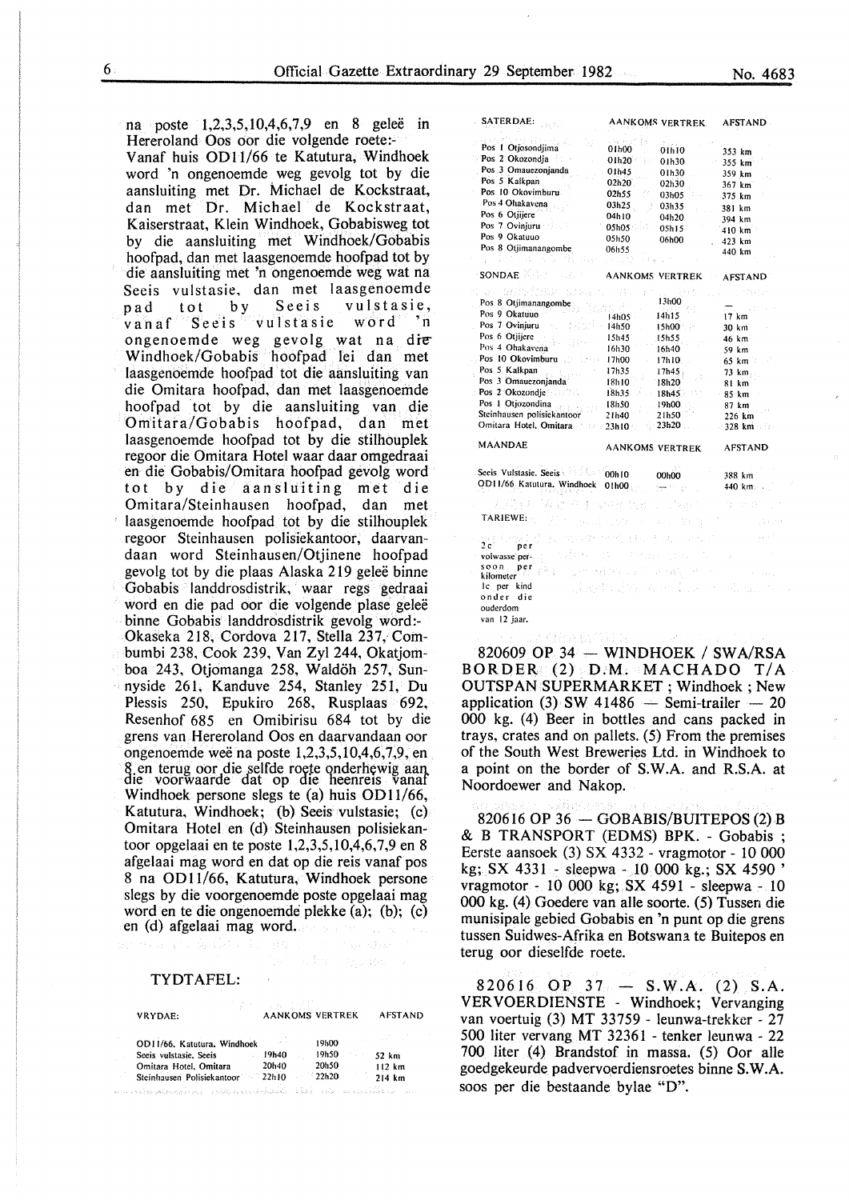na poste 1,2,3,5,10,4,6,7,9 en 8 geleë in Hereroland Oos oor die volgende roete:-
Vanaf huis OD11/66 te Katutura, Windhoek word 'n ongenoemde weg gevolg tot by die aansluiting met Dr. Michael de Kockstraat, dan met Dr. Michael de Kockstraat, Kaiserstraat, Klein Windhoek, Gobabisweg tot by die aansluiting met Windhoek/Gobabis hoofpad, dan met laasgenoemde hoofpad tot by die aansluiting met 'n ongenoemde weg wat na Seeis vulstasie, dan met laasgenoemde pad tot by Seeis vulstasie, vanaf Seeis vulstasie word 'n ongenoemde weg gevolg wat na die Windhoek/Gobabis hoofpad lei dan met laasgenoemde hoofpad tot die aansluiting van die Omitara hoofpad, dan met laasgenoemde hoofpad tot by die aansluiting van die Omitara/Gobabis hoofpad, dan met laasgenoemde hoofpad tot by die stilhouplek regoor die Omitara Hotel waar daar omgedraai en die Gobabis/Omitara hoofpad gevolg word tot by die aansluiting met die Omitara/Steinhausen hoofpad, dan met laasgenoemde hoofpad tot by die stilhouplek regoor Steinhausen polisiekantoor, daarvandaan word Steinhausen/Otjinene hoofpad gevolg tot by die plaas Alaska 219 geleë binne Gobabis landdrosdistrik, waar regs gedraai word en die pad oor die volgende plase geleë binne Gobabis landdrosdistrik gevolg word:- Okaseka 218, Cordova 217, Stella 237, Combumbi 238, Cook 239, Van Zyl 244, Okatjomboa 243, Otjomanga 258, Waldöh 257, Sunnyside 261, Kanduve 254, Stanley 251, Du Plessis 250, Epukiro 268, Rusplaas 692, Resenhof 685 en Omibirisu 684 tot by die grens van Hereroland Oos en daarvandaan oor ongenoemde weë na poste 1,2,3,5,10,4,6,7,9, en 8 en terug oor die selfde roete onderhewig aan die voorwaarde dat op die heenreis vanaf Windhoek persone slegs te (a) huis OD11/66, Katutura, Windhoek; (b) Seeis vulstasie; (c) Omitara Hotel en (d) Steinhausen polisiekantoor opgelaai en te poste 1,2,3,5,10,4,6,7,9 en 8 afgelaai mag word en dat op die reis vanaf pos 8 na OD11/66, Katutura, Windhoek persone slegs by die voorgenoemde poste opgelaai mag word en te die ongenoemde plekke (a); (b); (c) en (d) afgelaai mag word.

TYDTAFEL:

| VRYDAE: | AANKOMS | VERTREK | AFSTAND |
|---|---|---|---|
| OD11/66. Katutura, Windhoek | | 19h00 | |
| Seeis vulstasie, Seeis | 19h40 | 19h50 | 52 km |
| Omitara Hotel, Omitara | 20h40 | 20h50 | 112 km |
| Steinhausen Polisiekantoor | 22h10 | 22h20 | 214 km |

| SATERDAE: | AANKOMS | VERTREK | AFSTAND |
|---|---|---|---|
| Pos 1 Otjosondjima | 01h00 | 01h10 | 353 km |
| Pos 2 Okozondja | 01h20 | 01h30 | 355 km |
| Pos 3 Omauezonjanda | 01h45 | 01h30 | 359 km |
| Pos 5 Kalkpan | 02h20 | 02h30 | 367 km |
| Pos 10 Okovimburu | 02h55 | 03h05 | 375 km |
| Pos 4 Ohakavena | 03h25 | 03h35 | 381 km |
| Pos 6 Otjijere | 04h10 | 04h20 | 394 km |
| Pos 7 Ovinjuru | 05h05 | 05h15 | 410 km |
| Pos 9 Okatuuo | 05h50 | 06h00 | 423 km |
| Pos 8 Otjimanangombe | 06h55 | | 440 km |

| SONDAE | AANKOMS | VERTREK | AFSTAND |
|---|---|---|---|
| Pos 8 Otjimanangombe | | 13h00 | — |
| Pos 9 Okatuuo | 14h05 | 14h15 | 17 km |
| Pos 7 Ovinjuru | 14h50 | 15h00 | 30 km |
| Pos 6 Otjijere | 15h45 | 15h55 | 46 km |
| Pos 4 Ohakavena | 16h30 | 16h40 | 59 km |
| Pos 10 Okovimburu | 17h00 | 17h10 | 65 km |
| Pos 5 Kalkpan | 17h35 | 17h45 | 73 km |
| Pos 3 Omauezonjanda | 18h10 | 18h20 | 81 km |
| Pos 2 Okozondje | 18h35 | 18h45 | 85 km |
| Pos 1 Otjozondina | 18h50 | 19h00 | 87 km |
| Steinhausen polisiekantoor | 21h40 | 21h50 | 226 km |
| Omitara Hotel, Omitara | 23h10 | 23h20 | 328 km |

| MAANDAE | AANKOMS | VERTREK | AFSTAND |
|---|---|---|---|
| Seeis Vulstasie, Seeis | 00h10 | 00h00 | 388 km |
| OD11/66 Katutura, Windhoek | 01h00 | — | 440 km |

TARIEWE:

2c per volwasse persoon per kilometer
1c per kind onder die ouderdom van 12 jaar.

820609 OP 34 — WINDHOEK / SWA/RSA BORDER (2) D.M. MACHADO T/A OUTSPAN SUPERMARKET ; Windhoek ; New application (3) SW 41486 — Semi-trailer — 20 000 kg. (4) Beer in bottles and cans packed in trays, crates and on pallets. (5) From the premises of the South West Breweries Ltd. in Windhoek to a point on the border of S.W.A. and R.S.A. at Noordoewer and Nakop.

820616 OP 36 — GOBABIS/BUITEPOS (2) B & B TRANSPORT (EDMS) BPK. - Gobabis ; Eerste aansoek (3) SX 4332 - vragmotor - 10 000 kg; SX 4331 - sleepwa - 10 000 kg.; SX 4590 ' vragmotor - 10 000 kg; SX 4591 - sleepwa - 10 000 kg. (4) Goedere van alle soorte. (5) Tussen die munisipale gebied Gobabis en 'n punt op die grens tussen Suidwes-Afrika en Botswana te Buitepos en terug oor dieselfde roete.

820616 OP 37 — S.W.A. (2) S.A. VERVOERDIENSTE - Windhoek; Vervanging van voertuig (3) MT 33759 - leunwa-trekker - 27 500 liter vervang MT 32361 - tenker leunwa - 22 700 liter (4) Brandstof in massa. (5) Oor alle goedgekeurde padvervoerdiensroetes binne S.W.A. soos per die bestaande bylae "D".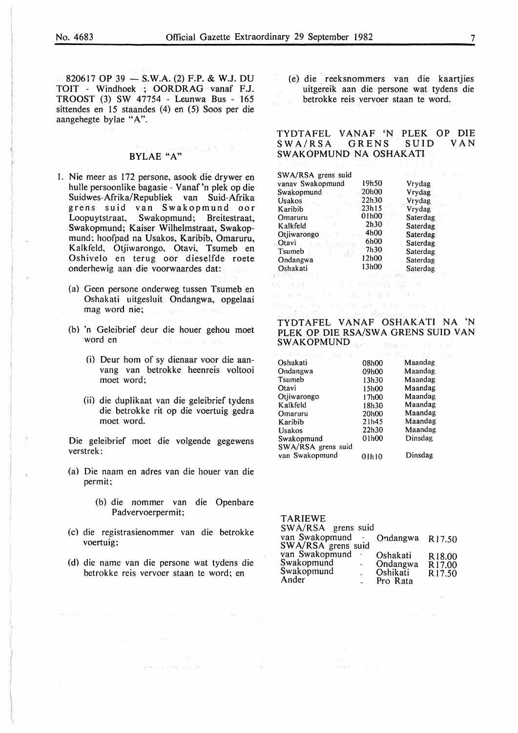820617 OP 39 — S.W.A. (2) F.P. & W.J. DU TOIT - Windhoek ; OORDRAG vanaf F.J. TROOST (3) SW 47754 - Leunwa Bus - 165 sittendes en 15 staandes (4) en (5) Soos per die aangehegte bylae "A".

## BYLAE "A"

1. Nie meer as 172 persone, asook die drywer en hulle persoonlike bagasie - Vanaf 'n plek op die Suidwes-Afrika/Republiek van Suid-Afrika grens suid van Swakopmund oor Loopuytstraat, Swakopmund; Breitestraat, Swakopmund; Kaiser Wilhelmstraat, Swakopmund; hoofpad na Usakos, Karibib, Omaruru, Kalkfeld, Otjiwarongo, Otavi, Tsumeb en Oshivelo en terug oor dieselfde roete onderhewig aan die voorwaardes dat:

   (a) Geen persone onderweg tussen Tsumeb en Oshakati uitgesluit Ondangwa, opgelaai mag word nie;

   (b) 'n Geleibrief deur die houer gehou moet word en

      (i) Deur hom of sy dienaar voor die aanvang van betrokke heenreis voltooi moet word;

      (ii) die duplikaat van die geleibrief tydens die betrokke rit op die voertuig gedra moet word.

   Die geleibrief moet die volgende gegewens verstrek:

   (a) Die naam en adres van die houer van die permit;

   (b) die nommer van die Openbare Padvervoerpermit;

   (c) die registrasienommer van die betrokke voertuig;

   (d) die name van die persone wat tydens die betrokke reis vervoer staan te word; en

   (e) die reeksnommers van die kaartjies uitgereik aan die persone wat tydens die betrokke reis vervoer staan te word.

### TYDTAFEL VANAF 'N PLEK OP DIE SWA/RSA GRENS SUID VAN SWAKOPMUND NA OSHAKATI

| | | |
|---|---|---|
| SWA/RSA grens suid vanav Swakopmund | 19h50 | Vrydag |
| Swakopmund | 20h00 | Vrydag |
| Usakos | 22h30 | Vrydag |
| Karibib | 23h15 | Vrydag |
| Omaruru | 01h00 | Saterdag |
| Kalkfeld | 2h30 | Saterdag |
| Otjiwarongo | 4h00 | Saterdag |
| Otavi | 6h00 | Saterdag |
| Tsumeb | 7h30 | Saterdag |
| Ondangwa | 12h00 | Saterdag |
| Oshakati | 13h00 | Saterdag |

### TYDTAFEL VANAF OSHAKATI NA 'N PLEK OP DIE RSA/SWA GRENS SUID VAN SWAKOPMUND

| | | |
|---|---|---|
| Oshakati | 08h00 | Maandag |
| Ondangwa | 09h00 | Maandag |
| Tsumeb | 13h30 | Maandag |
| Otavi | 15h00 | Maandag |
| Otjiwarongo | 17h00 | Maandag |
| Kalkfeld | 18h30 | Maandag |
| Omaruru | 20h00 | Maandag |
| Karibib | 21h45 | Maandag |
| Usakos | 22h30 | Maandag |
| Swakopmund | 01h00 | Dinsdag |
| SWA/RSA grens suid van Swakopmund | 01h10 | Dinsdag |

### TARIEWE

| | | | |
|---|---|---|---|
| SWA/RSA grens suid van Swakopmund | - | Ondangwa | R17.50 |
| SWA/RSA grens suid van Swakopmund | - | Oshakati | R18.00 |
| Swakopmund | - | Ondangwa | R17.00 |
| Swakopmund | - | Oshikati | R17.50 |
| Ander | - | Pro Rata | |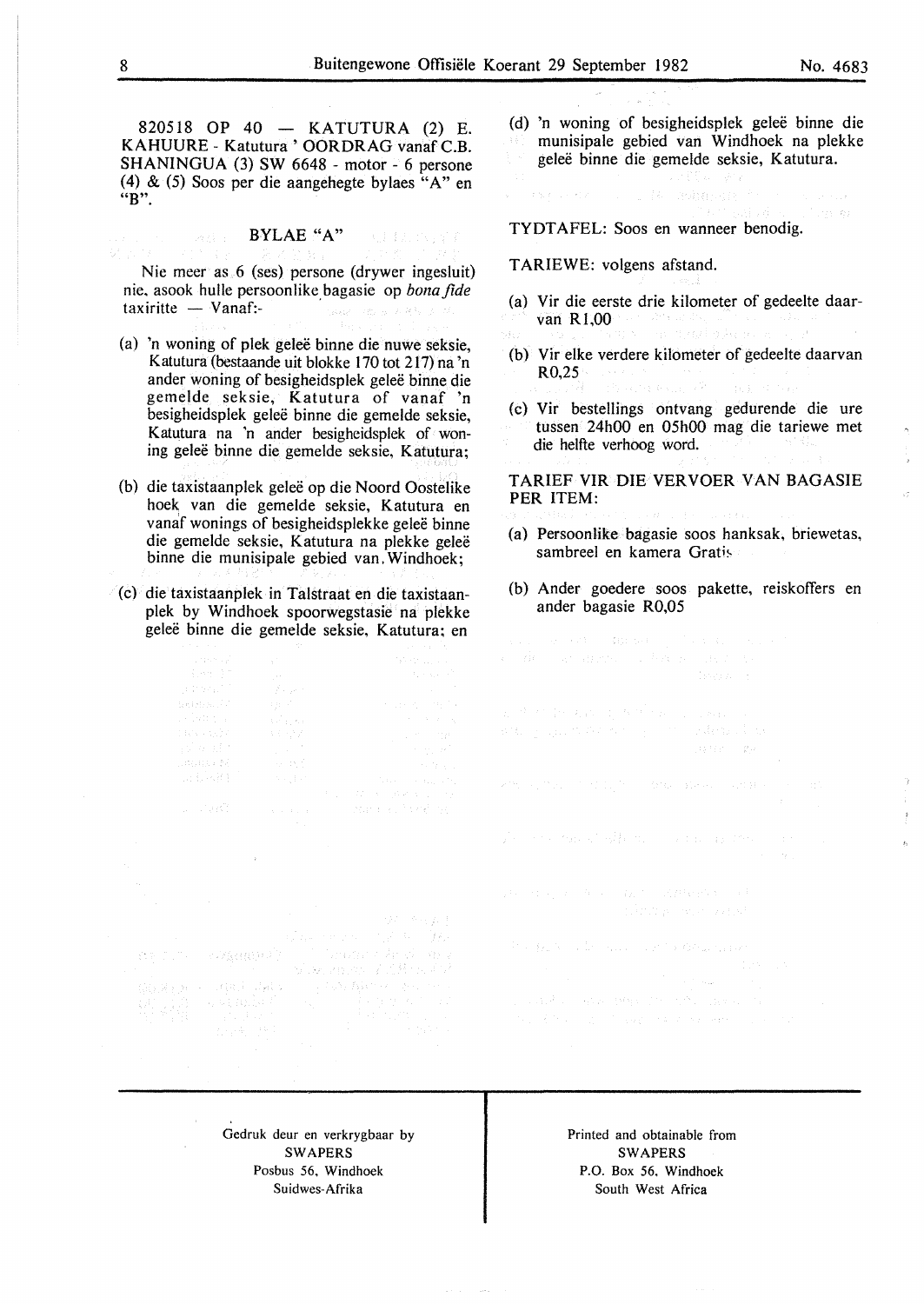820518 OP 40 — KATUTURA (2) E. KAHUURE - Katutura ' OORDRAG vanaf C.B. SHANINGUA (3) SW 6648 - motor - 6 persone (4) & (5) Soos per die aangehegte bylaes "A" en "B".

## BYLAE "A"

Nie meer as 6 (ses) persone (drywer ingesluit) nie, asook hulle persoonlike bagasie op *bona fide* taxiritte — Vanaf:-

(a) 'n woning of plek geleë binne die nuwe seksie, Katutura (bestaande uit blokke 170 tot 217) na 'n ander woning of besigheidsplek geleë binne die gemelde seksie, Katutura of vanaf 'n besigheidsplek geleë binne die gemelde seksie, Katutura na 'n ander besigheidsplek of woning geleë binne die gemelde seksie, Katutura;

(b) die taxistaanplek geleë op die Noord Oostelike hoek van die gemelde seksie, Katutura en vanaf wonings of besigheidsplekke geleë binne die gemelde seksie, Katutura na plekke geleë binne die munisipale gebied van Windhoek;

(c) die taxistaanplek in Talstraat en die taxistaanplek by Windhoek spoorwegstasie na plekke geleë binne die gemelde seksie, Katutura; en

(d) 'n woning of besigheidsplek geleë binne die munisipale gebied van Windhoek na plekke geleë binne die gemelde seksie, Katutura.

TYDTAFEL: Soos en wanneer benodig.

TARIEWE: volgens afstand.

(a) Vir die eerste drie kilometer of gedeelte daarvan R1,00

(b) Vir elke verdere kilometer of gedeelte daarvan R0,25

(c) Vir bestellings ontvang gedurende die ure tussen 24h00 en 05h00 mag die tariewe met die helfte verhoog word.

TARIEF VIR DIE VERVOER VAN BAGASIE PER ITEM:

(a) Persoonlike bagasie soos hanksak, briewetas, sambreel en kamera Gratis

(b) Ander goedere soos pakette, reiskoffers en ander bagasie R0,05

---

Gedruk deur en verkrygbaar by
SWAPERS
Posbus 56, Windhoek
Suidwes-Afrika

Printed and obtainable from
SWAPERS
P.O. Box 56, Windhoek
South West Africa